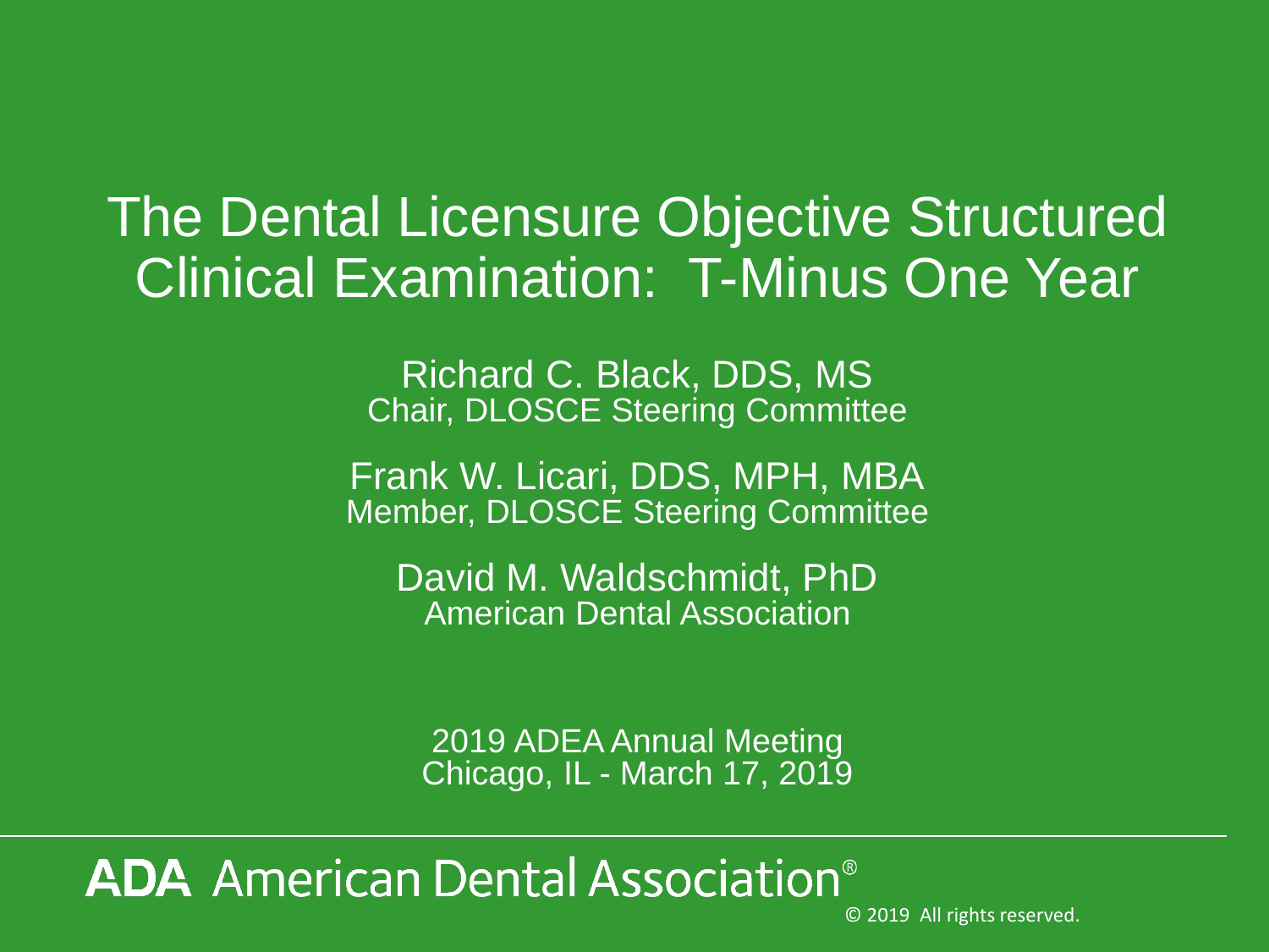# The Dental Licensure Objective Structured Clinical Examination: T-Minus One Year

Richard C. Black, DDS, MS
Chair, DLOSCE Steering Committee

Frank W. Licari, DDS, MPH, MBA
Member, DLOSCE Steering Committee

David M. Waldschmidt, PhD
American Dental Association

2019 ADEA Annual Meeting
Chicago, IL - March 17, 2019

**ADA** American Dental Association®

© 2019 All rights reserved.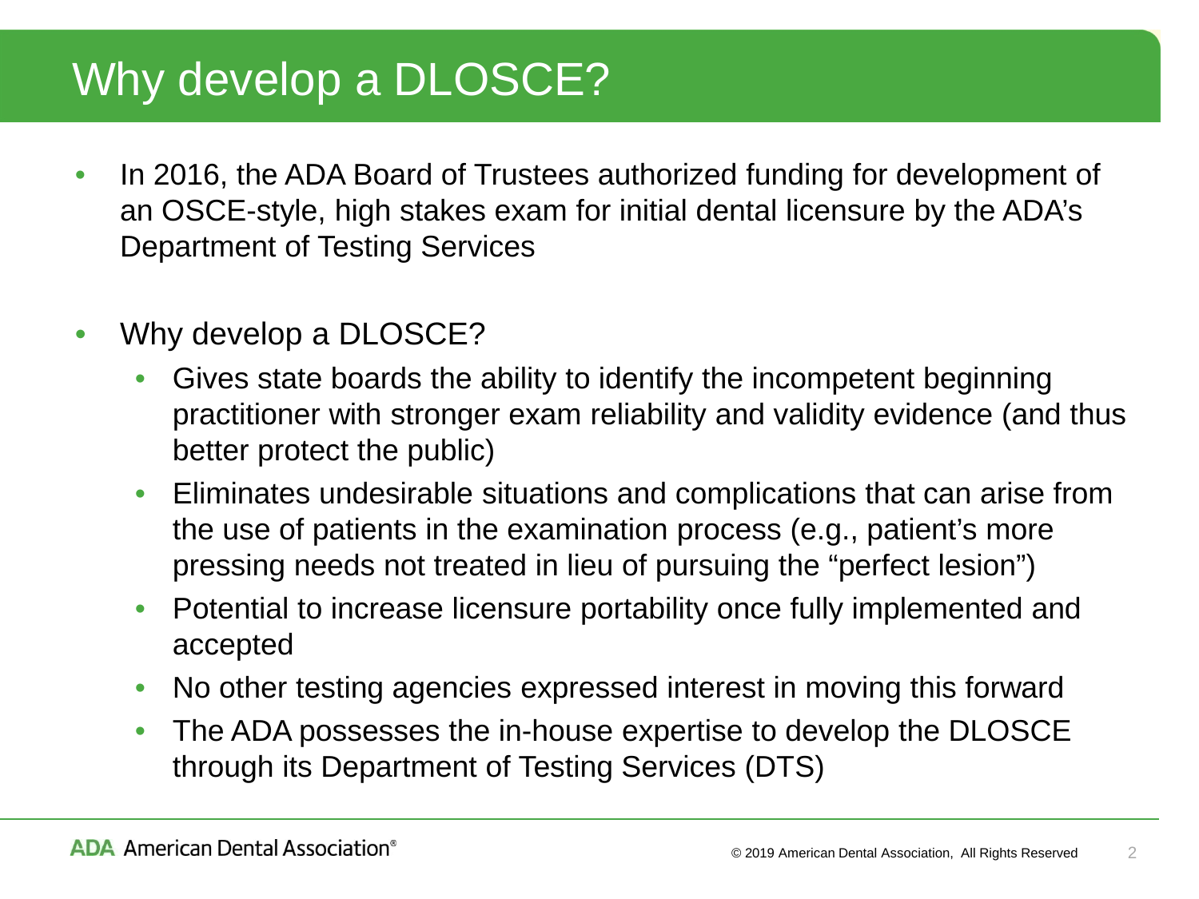# Why develop a DLOSCE?

- In 2016, the ADA Board of Trustees authorized funding for development of an OSCE-style, high stakes exam for initial dental licensure by the ADA's Department of Testing Services

- Why develop a DLOSCE?
  - Gives state boards the ability to identify the incompetent beginning practitioner with stronger exam reliability and validity evidence (and thus better protect the public)
  - Eliminates undesirable situations and complications that can arise from the use of patients in the examination process (e.g., patient's more pressing needs not treated in lieu of pursuing the "perfect lesion")
  - Potential to increase licensure portability once fully implemented and accepted
  - No other testing agencies expressed interest in moving this forward
  - The ADA possesses the in-house expertise to develop the DLOSCE through its Department of Testing Services (DTS)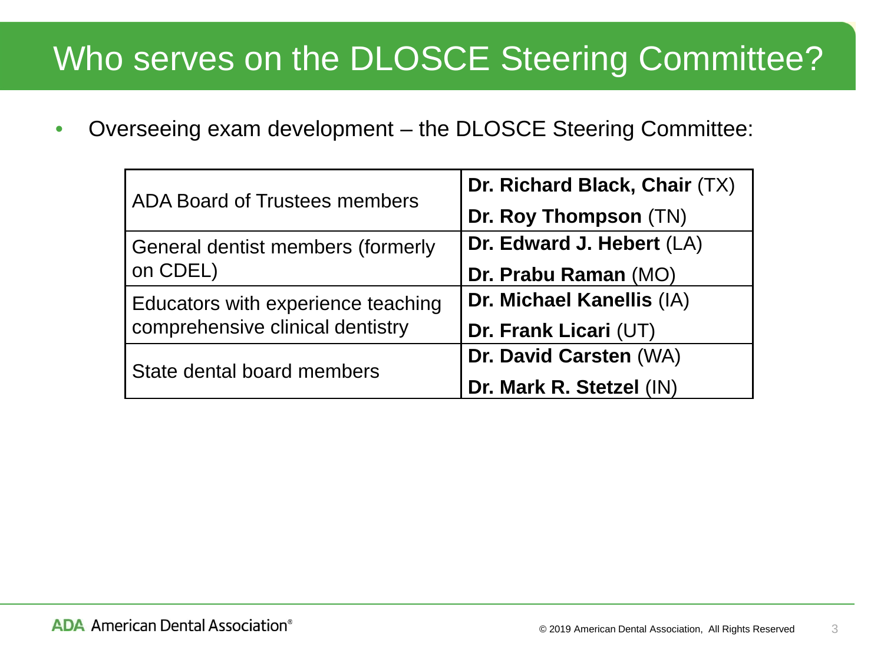# Who serves on the DLOSCE Steering Committee?

- Overseeing exam development – the DLOSCE Steering Committee:

| | |
|---|---|
| ADA Board of Trustees members | **Dr. Richard Black, Chair** (TX)<br>**Dr. Roy Thompson** (TN) |
| General dentist members (formerly on CDEL) | **Dr. Edward J. Hebert** (LA)<br>**Dr. Prabu Raman** (MO) |
| Educators with experience teaching comprehensive clinical dentistry | **Dr. Michael Kanellis** (IA)<br>**Dr. Frank Licari** (UT) |
| State dental board members | **Dr. David Carsten** (WA)<br>**Dr. Mark R. Stetzel** (IN) |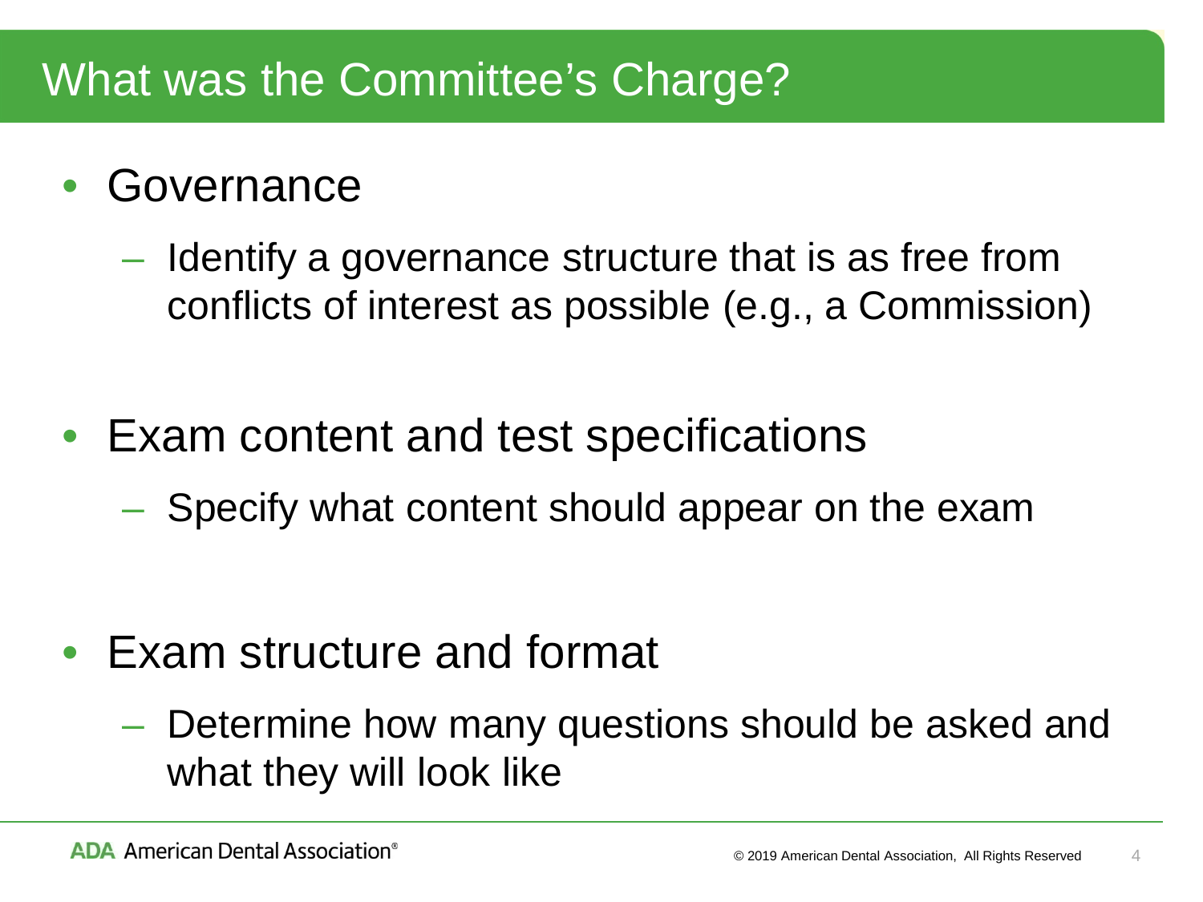# What was the Committee's Charge?

- Governance
  - Identify a governance structure that is as free from conflicts of interest as possible (e.g., a Commission)
- Exam content and test specifications
  - Specify what content should appear on the exam
- Exam structure and format
  - Determine how many questions should be asked and what they will look like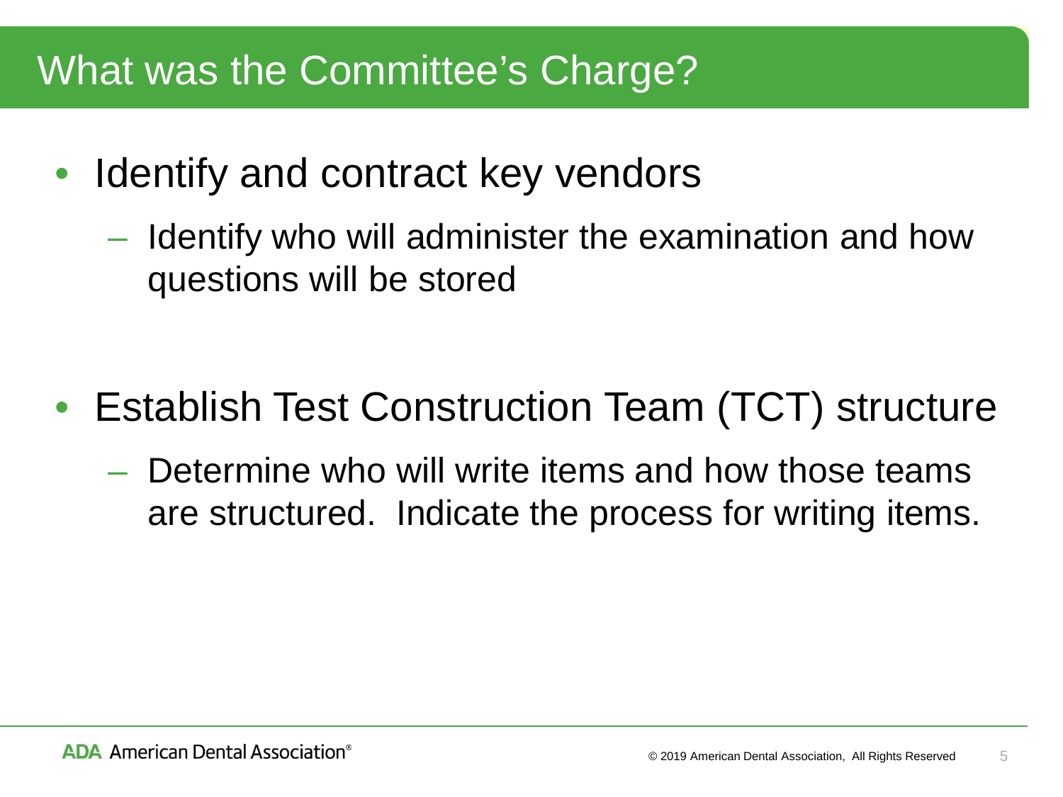# What was the Committee's Charge?

- Identify and contract key vendors
  - Identify who will administer the examination and how questions will be stored
- Establish Test Construction Team (TCT) structure
  - Determine who will write items and how those teams are structured.  Indicate the process for writing items.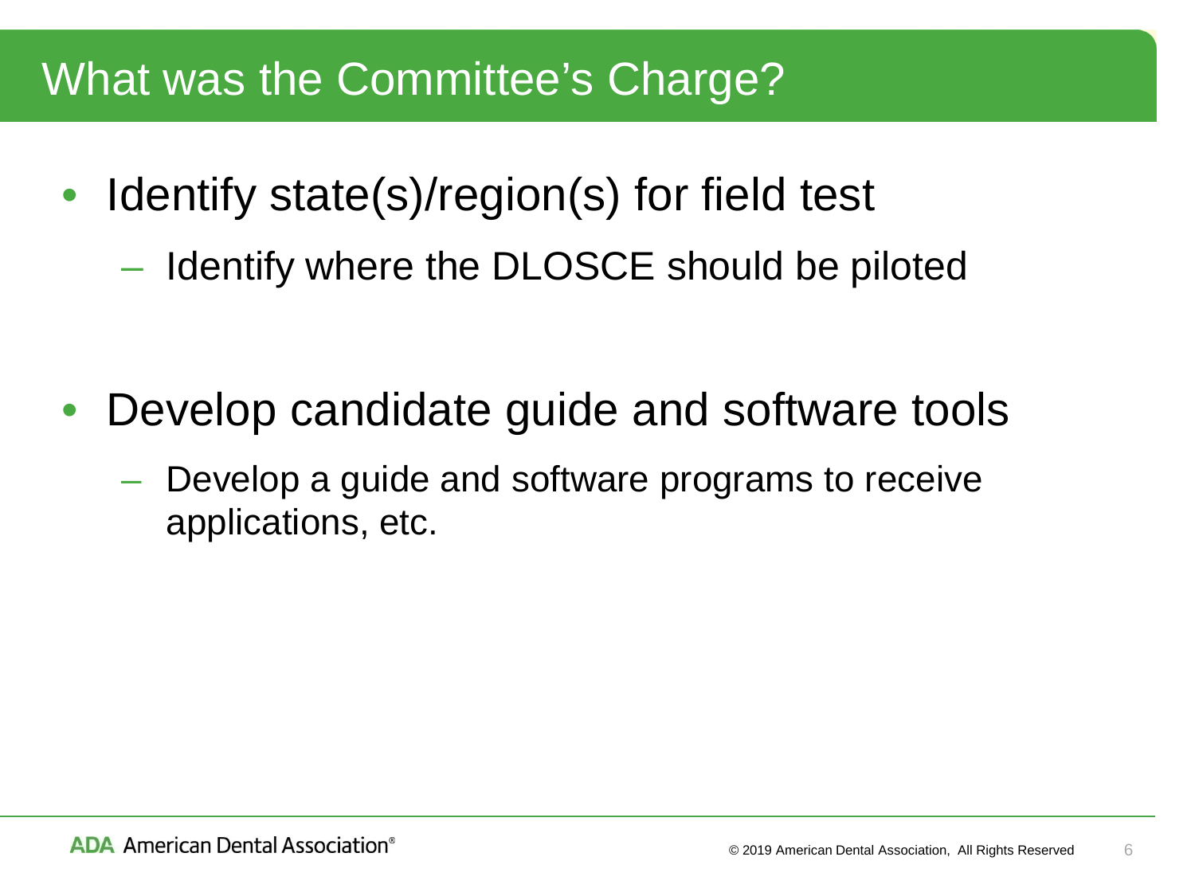# What was the Committee's Charge?

- Identify state(s)/region(s) for field test
  - Identify where the DLOSCE should be piloted

- Develop candidate guide and software tools
  - Develop a guide and software programs to receive applications, etc.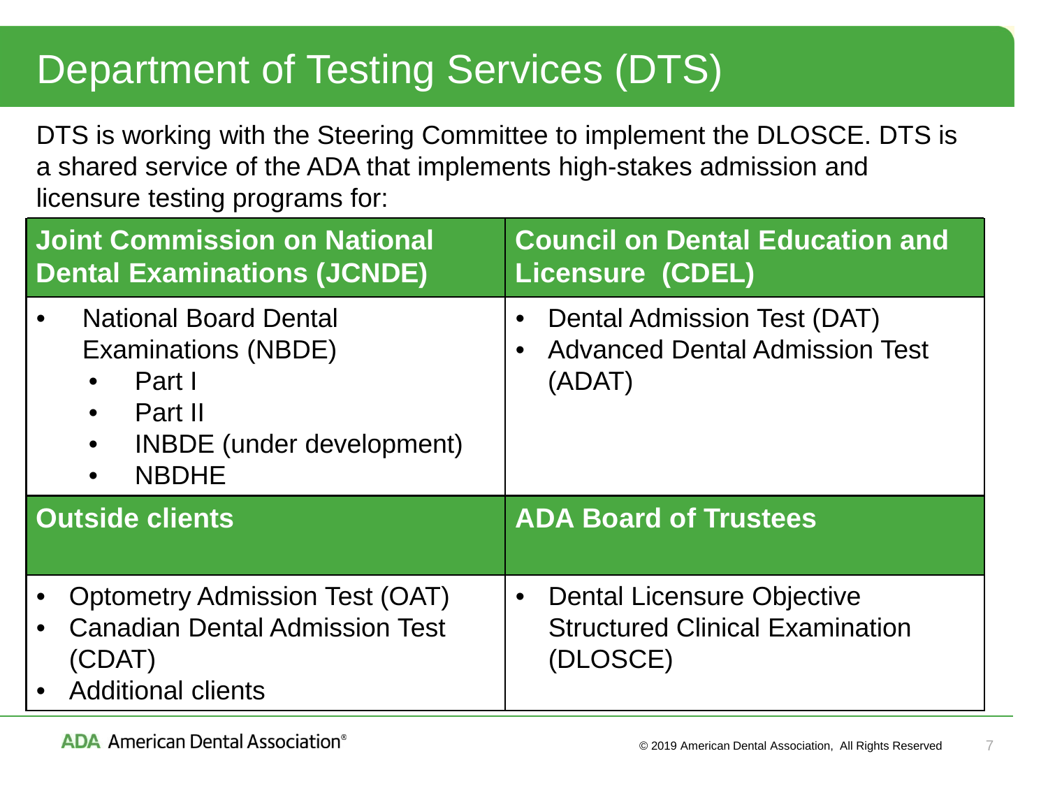# Department of Testing Services (DTS)

DTS is working with the Steering Committee to implement the DLOSCE. DTS is a shared service of the ADA that implements high-stakes admission and licensure testing programs for:

| **Joint Commission on National Dental Examinations (JCNDE)** | **Council on Dental Education and Licensure (CDEL)** |
| --- | --- |
| • National Board Dental Examinations (NBDE)<br>  • Part I<br>  • Part II<br>  • INBDE (under development)<br>  • NBDHE | • Dental Admission Test (DAT)<br>• Advanced Dental Admission Test (ADAT) |
| **Outside clients** | **ADA Board of Trustees** |
| • Optometry Admission Test (OAT)<br>• Canadian Dental Admission Test (CDAT)<br>• Additional clients | • Dental Licensure Objective Structured Clinical Examination (DLOSCE) |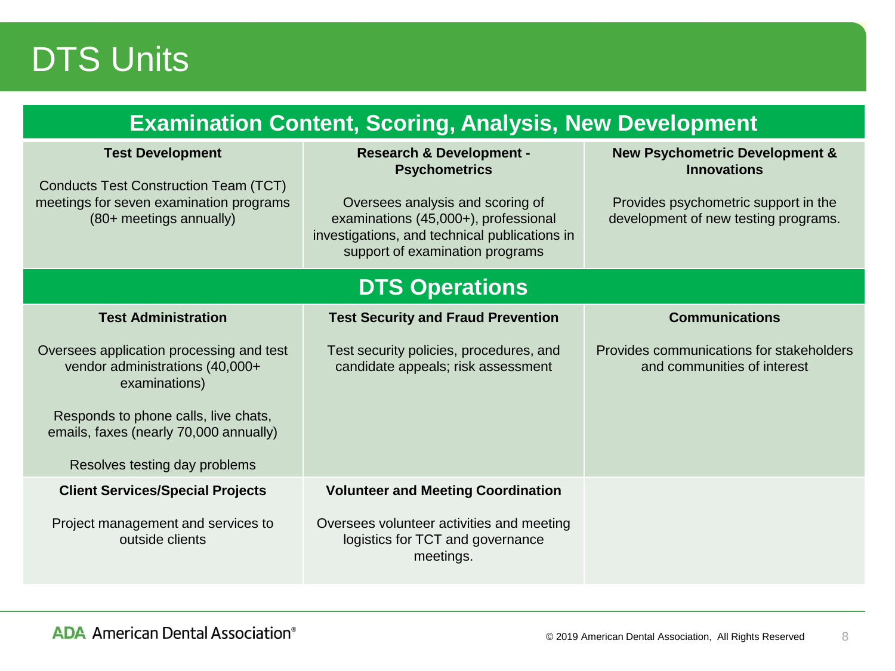# DTS Units

## Examination Content, Scoring, Analysis, New Development

| Test Development | Research & Development - Psychometrics | New Psychometric Development & Innovations |
|---|---|---|
| Conducts Test Construction Team (TCT) meetings for seven examination programs (80+ meetings annually) | Oversees analysis and scoring of examinations (45,000+), professional investigations, and technical publications in support of examination programs | Provides psychometric support in the development of new testing programs. |

## DTS Operations

| Test Administration | Test Security and Fraud Prevention | Communications |
|---|---|---|
| Oversees application processing and test vendor administrations (40,000+ examinations)<br><br>Responds to phone calls, live chats, emails, faxes (nearly 70,000 annually)<br><br>Resolves testing day problems | Test security policies, procedures, and candidate appeals; risk assessment | Provides communications for stakeholders and communities of interest |
| **Client Services/Special Projects**<br><br>Project management and services to outside clients | **Volunteer and Meeting Coordination**<br><br>Oversees volunteer activities and meeting logistics for TCT and governance meetings. | |

ADA American Dental Association®

© 2019 American Dental Association, All Rights Reserved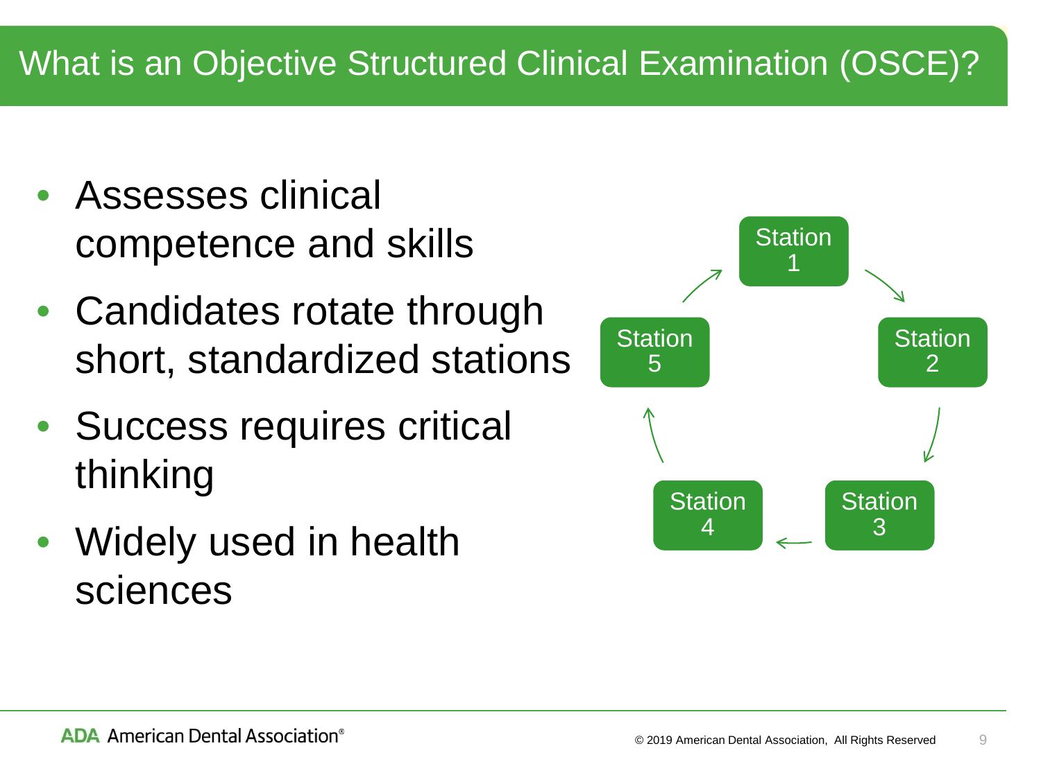# What is an Objective Structured Clinical Examination (OSCE)?

- Assesses clinical competence and skills
- Candidates rotate through short, standardized stations
- Success requires critical thinking
- Widely used in health sciences

Station 1 → Station 2 → Station 3 → Station 4 → Station 5 → Station 1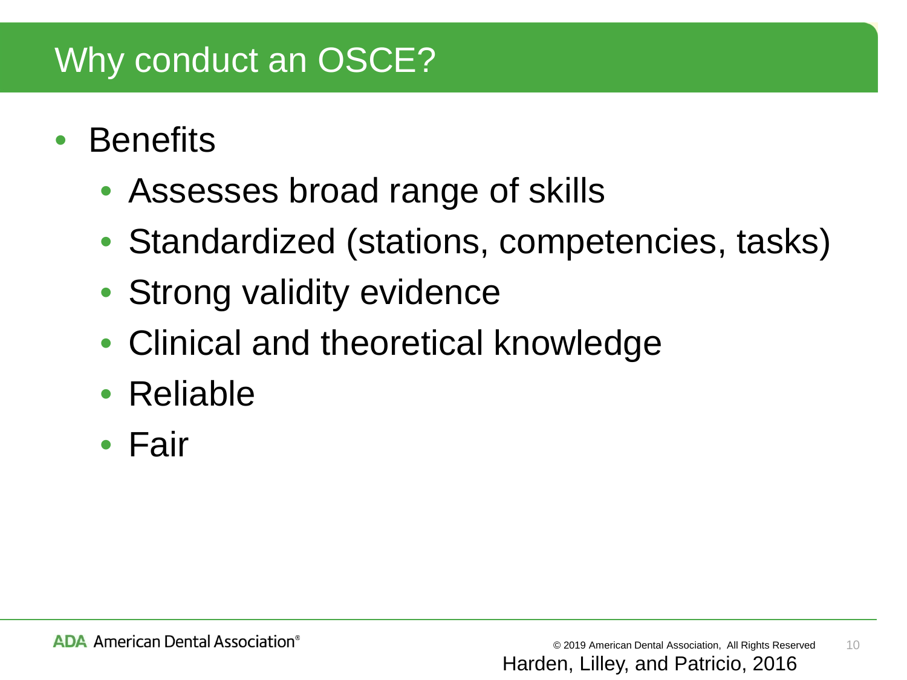# Why conduct an OSCE?

- Benefits
  - Assesses broad range of skills
  - Standardized (stations, competencies, tasks)
  - Strong validity evidence
  - Clinical and theoretical knowledge
  - Reliable
  - Fair

Harden, Lilley, and Patricio, 2016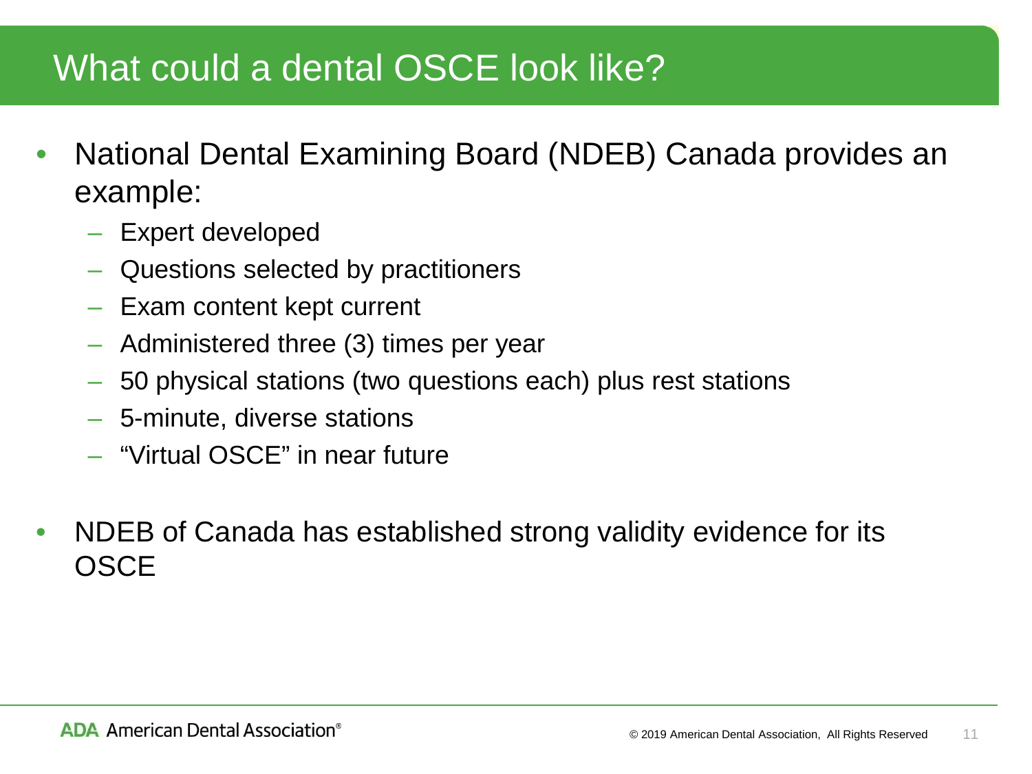# What could a dental OSCE look like?

- National Dental Examining Board (NDEB) Canada provides an example:
  - Expert developed
  - Questions selected by practitioners
  - Exam content kept current
  - Administered three (3) times per year
  - 50 physical stations (two questions each) plus rest stations
  - 5-minute, diverse stations
  - "Virtual OSCE" in near future

- NDEB of Canada has established strong validity evidence for its OSCE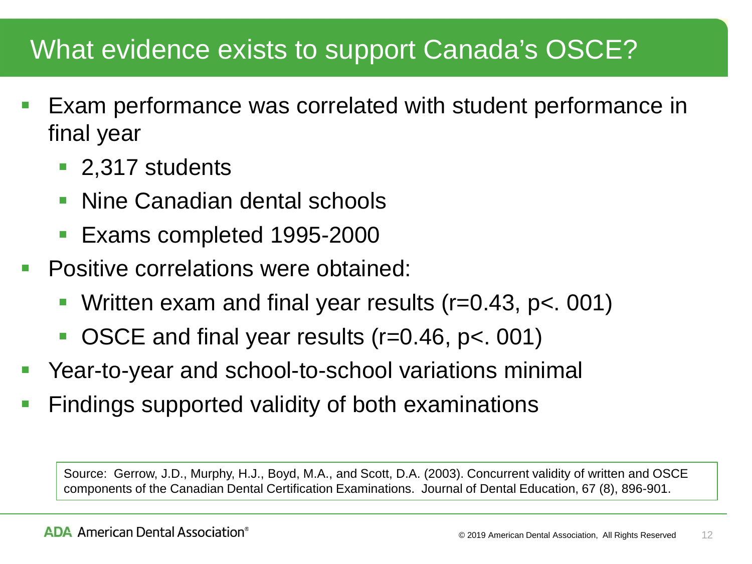# What evidence exists to support Canada's OSCE?

- Exam performance was correlated with student performance in final year
  - 2,317 students
  - Nine Canadian dental schools
  - Exams completed 1995-2000
- Positive correlations were obtained:
  - Written exam and final year results ($r=0.43$, $p<.001$)
  - OSCE and final year results ($r=0.46$, $p<.001$)
- Year-to-year and school-to-school variations minimal
- Findings supported validity of both examinations

Source: Gerrow, J.D., Murphy, H.J., Boyd, M.A., and Scott, D.A. (2003). Concurrent validity of written and OSCE components of the Canadian Dental Certification Examinations. Journal of Dental Education, 67 (8), 896-901.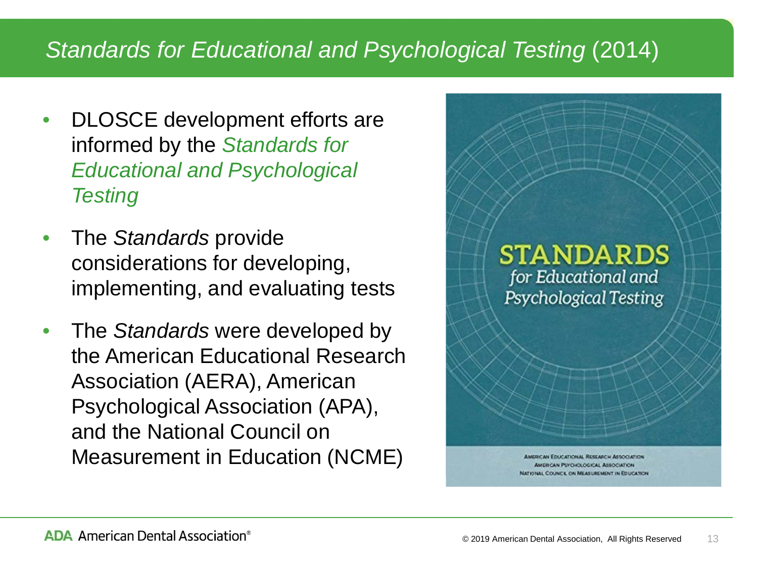# *Standards for Educational and Psychological Testing* (2014)

- DLOSCE development efforts are informed by the *Standards for Educational and Psychological Testing*
- The *Standards* provide considerations for developing, implementing, and evaluating tests
- The *Standards* were developed by the American Educational Research Association (AERA), American Psychological Association (APA), and the National Council on Measurement in Education (NCME)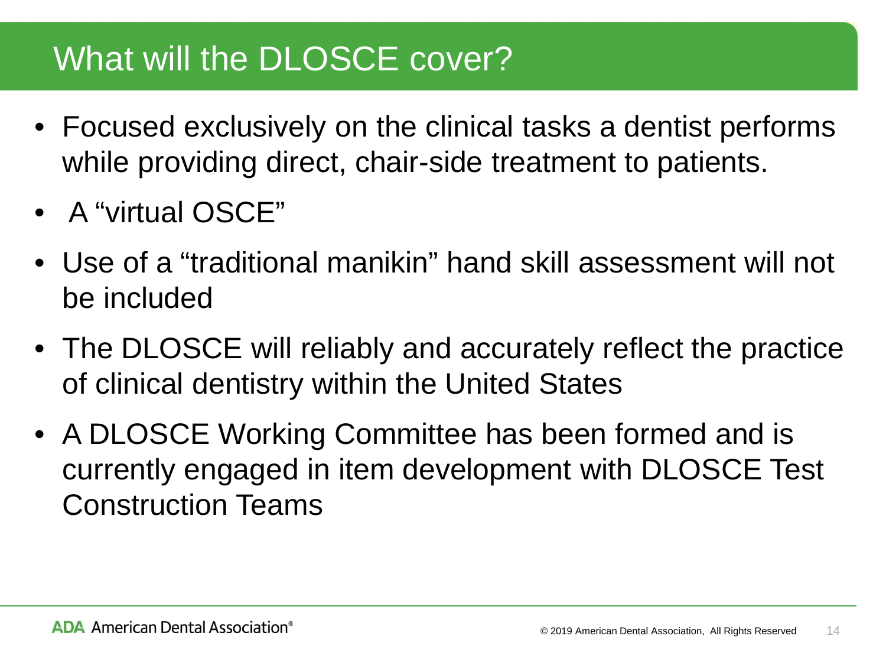# What will the DLOSCE cover?

- Focused exclusively on the clinical tasks a dentist performs while providing direct, chair-side treatment to patients.
- A “virtual OSCE”
- Use of a “traditional manikin” hand skill assessment will not be included
- The DLOSCE will reliably and accurately reflect the practice of clinical dentistry within the United States
- A DLOSCE Working Committee has been formed and is currently engaged in item development with DLOSCE Test Construction Teams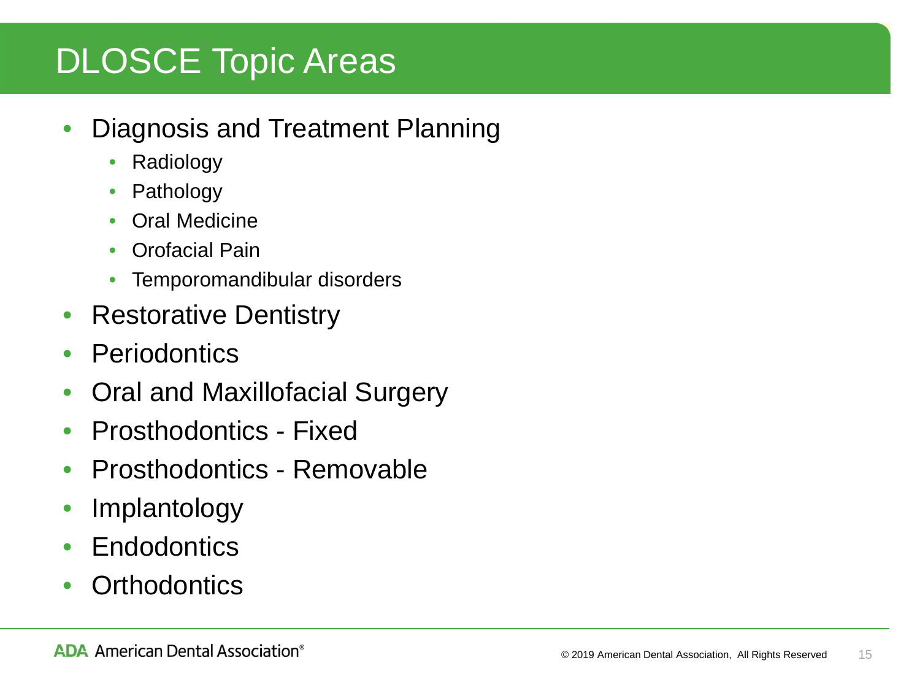# DLOSCE Topic Areas

- Diagnosis and Treatment Planning
  - Radiology
  - Pathology
  - Oral Medicine
  - Orofacial Pain
  - Temporomandibular disorders
- Restorative Dentistry
- Periodontics
- Oral and Maxillofacial Surgery
- Prosthodontics - Fixed
- Prosthodontics - Removable
- Implantology
- Endodontics
- Orthodontics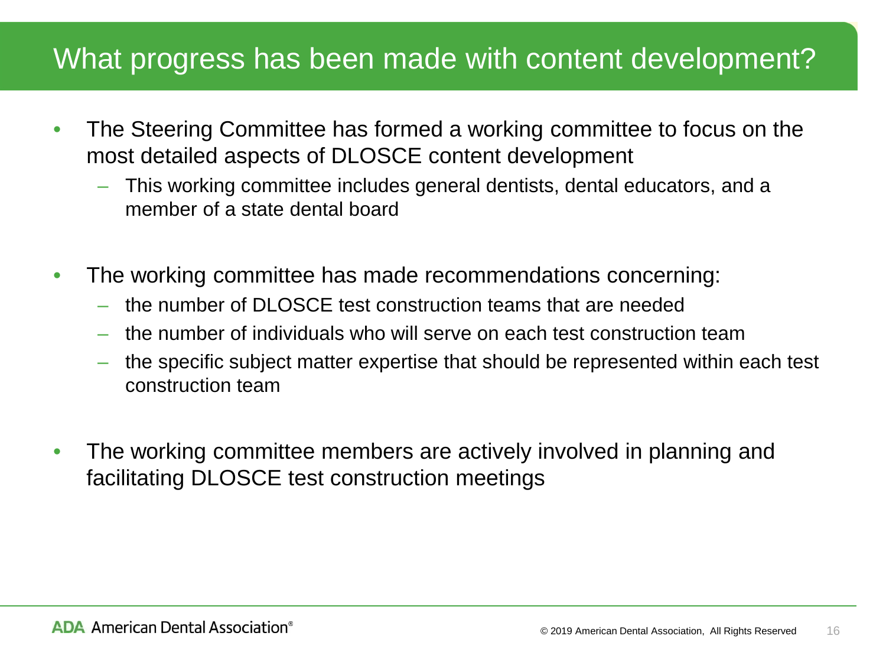# What progress has been made with content development?

- The Steering Committee has formed a working committee to focus on the most detailed aspects of DLOSCE content development
  - This working committee includes general dentists, dental educators, and a member of a state dental board

- The working committee has made recommendations concerning:
  - the number of DLOSCE test construction teams that are needed
  - the number of individuals who will serve on each test construction team
  - the specific subject matter expertise that should be represented within each test construction team

- The working committee members are actively involved in planning and facilitating DLOSCE test construction meetings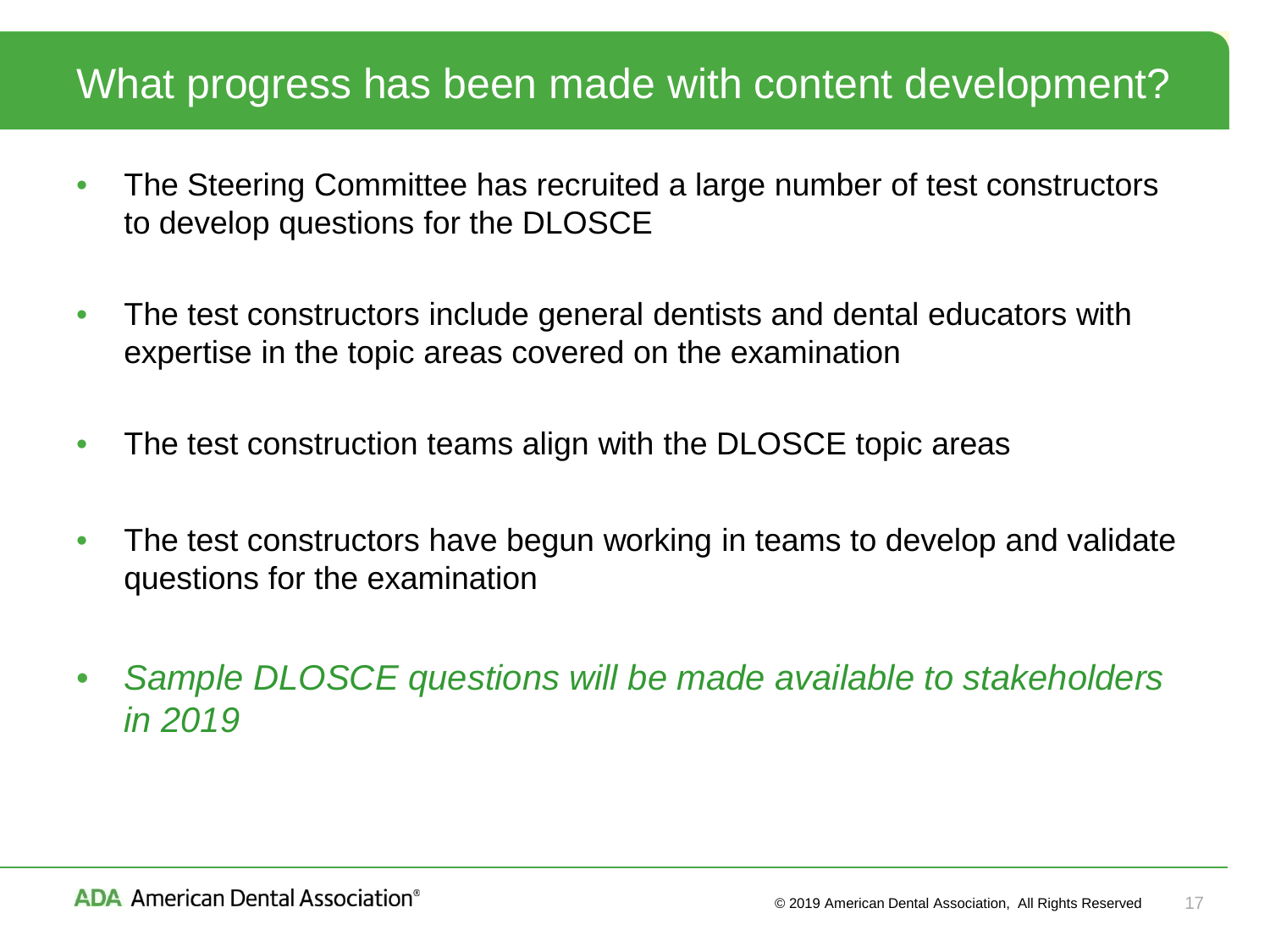# What progress has been made with content development?

- The Steering Committee has recruited a large number of test constructors to develop questions for the DLOSCE
- The test constructors include general dentists and dental educators with expertise in the topic areas covered on the examination
- The test construction teams align with the DLOSCE topic areas
- The test constructors have begun working in teams to develop and validate questions for the examination
- *Sample DLOSCE questions will be made available to stakeholders in 2019*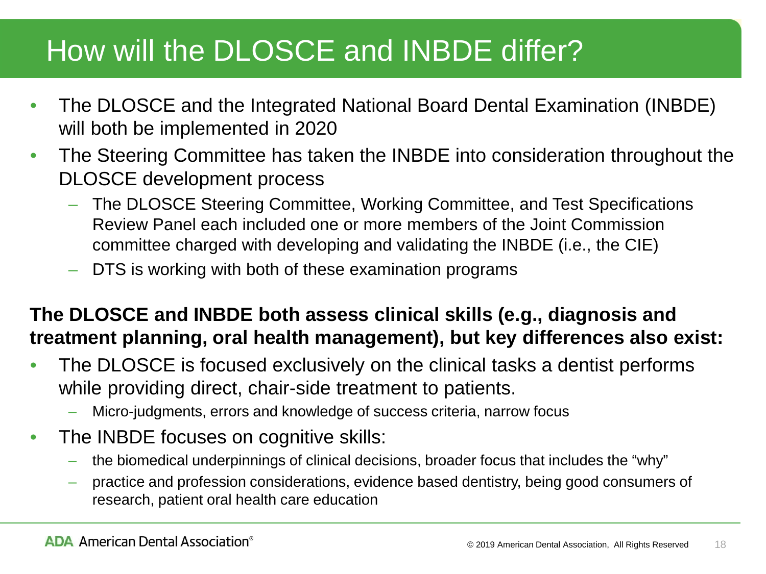# How will the DLOSCE and INBDE differ?

- The DLOSCE and the Integrated National Board Dental Examination (INBDE) will both be implemented in 2020
- The Steering Committee has taken the INBDE into consideration throughout the DLOSCE development process
  - The DLOSCE Steering Committee, Working Committee, and Test Specifications Review Panel each included one or more members of the Joint Commission committee charged with developing and validating the INBDE (i.e., the CIE)
  - DTS is working with both of these examination programs

**The DLOSCE and INBDE both assess clinical skills (e.g., diagnosis and treatment planning, oral health management), but key differences also exist:**

- The DLOSCE is focused exclusively on the clinical tasks a dentist performs while providing direct, chair-side treatment to patients.
  - Micro-judgments, errors and knowledge of success criteria, narrow focus
- The INBDE focuses on cognitive skills:
  - the biomedical underpinnings of clinical decisions, broader focus that includes the "why"
  - practice and profession considerations, evidence based dentistry, being good consumers of research, patient oral health care education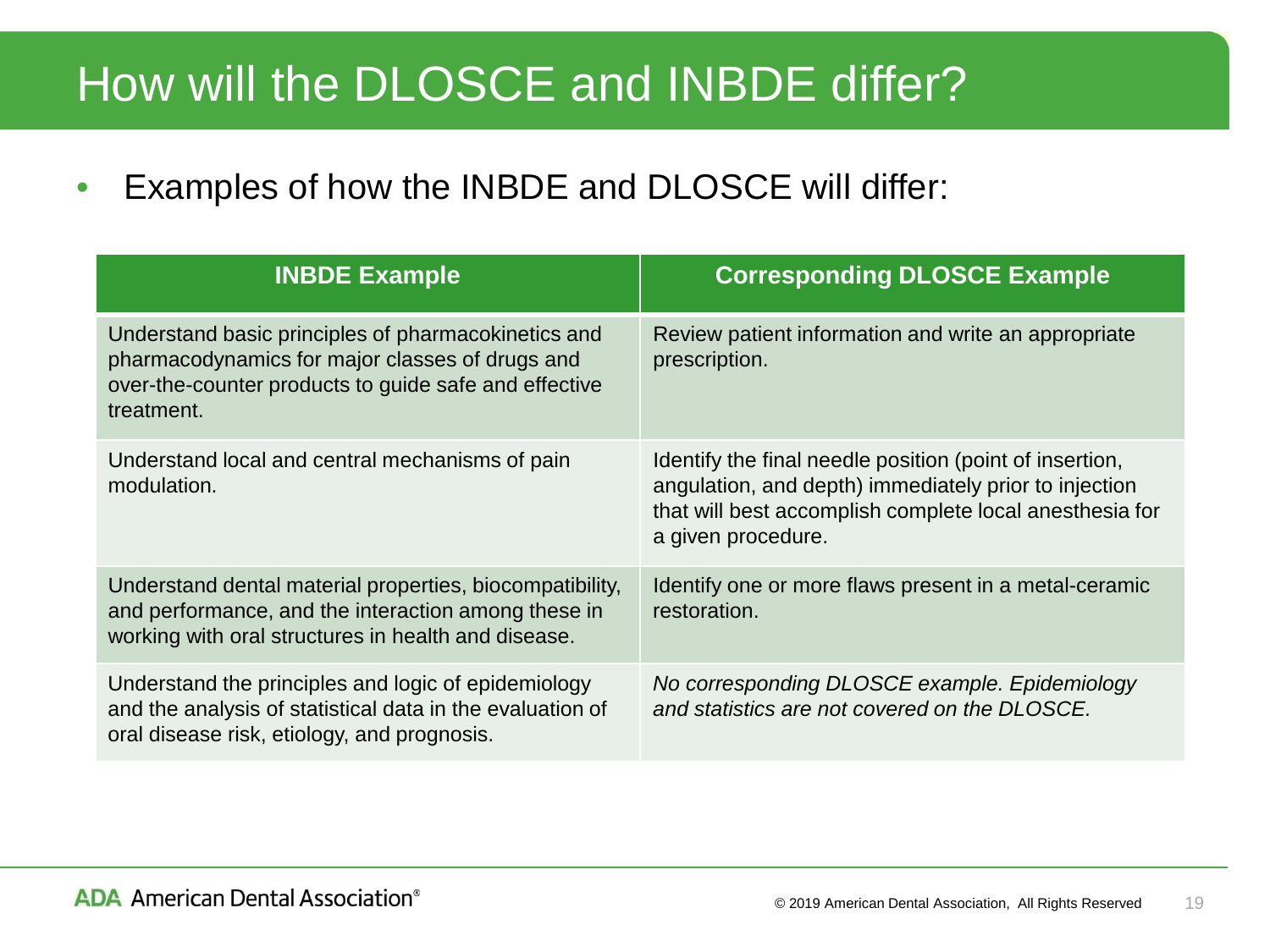# How will the DLOSCE and INBDE differ?

- Examples of how the INBDE and DLOSCE will differ:

| INBDE Example | Corresponding DLOSCE Example |
| --- | --- |
| Understand basic principles of pharmacokinetics and pharmacodynamics for major classes of drugs and over-the-counter products to guide safe and effective treatment. | Review patient information and write an appropriate prescription. |
| Understand local and central mechanisms of pain modulation. | Identify the final needle position (point of insertion, angulation, and depth) immediately prior to injection that will best accomplish complete local anesthesia for a given procedure. |
| Understand dental material properties, biocompatibility, and performance, and the interaction among these in working with oral structures in health and disease. | Identify one or more flaws present in a metal-ceramic restoration. |
| Understand the principles and logic of epidemiology and the analysis of statistical data in the evaluation of oral disease risk, etiology, and prognosis. | *No corresponding DLOSCE example. Epidemiology and statistics are not covered on the DLOSCE.* |

ADA American Dental Association®

© 2019 American Dental Association, All Rights Reserved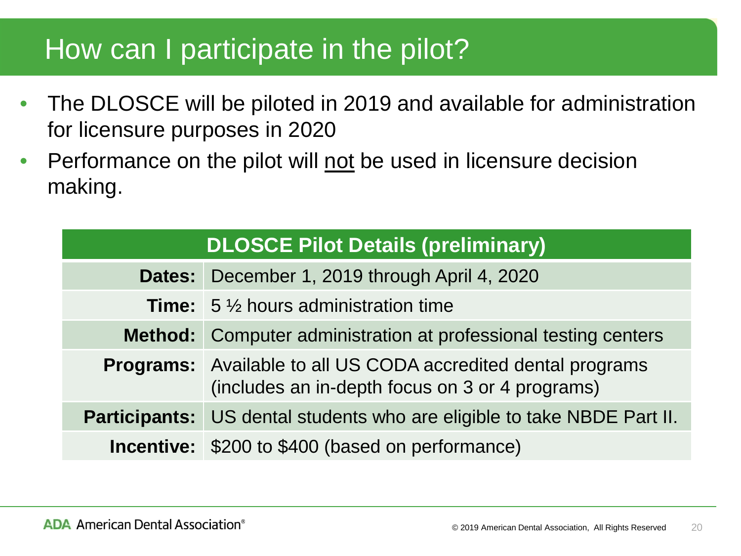# How can I participate in the pilot?

- The DLOSCE will be piloted in 2019 and available for administration for licensure purposes in 2020
- Performance on the pilot will <u>not</u> be used in licensure decision making.

| DLOSCE Pilot Details (preliminary) | |
|---|---|
| **Dates:** | December 1, 2019 through April 4, 2020 |
| **Time:** | 5 ½ hours administration time |
| **Method:** | Computer administration at professional testing centers |
| **Programs:** | Available to all US CODA accredited dental programs (includes an in-depth focus on 3 or 4 programs) |
| **Participants:** | US dental students who are eligible to take NBDE Part II. |
| **Incentive:** | $200 to $400 (based on performance) |

ADA American Dental Association®

© 2019 American Dental Association, All Rights Reserved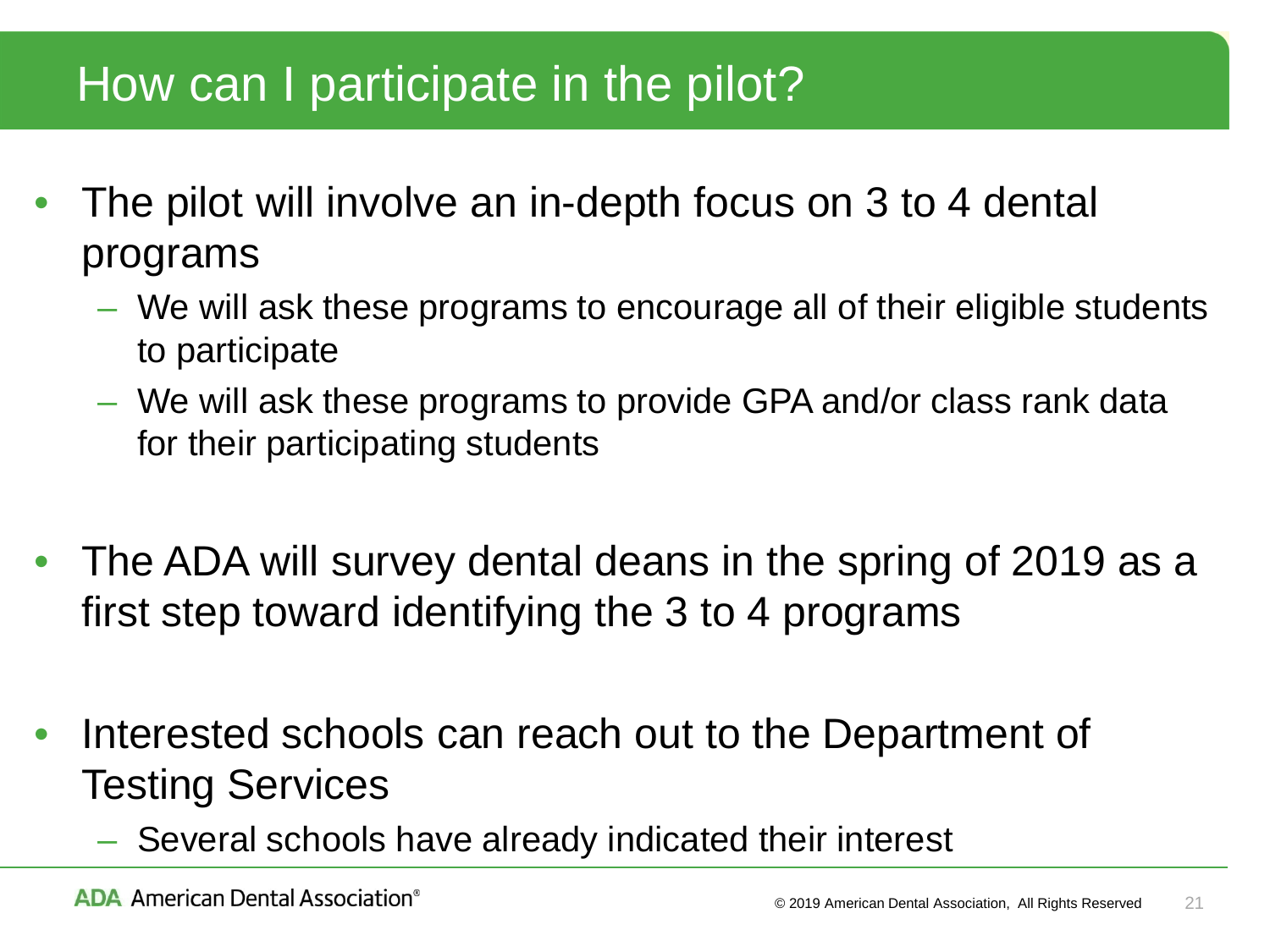# How can I participate in the pilot?

- The pilot will involve an in-depth focus on 3 to 4 dental programs
  - We will ask these programs to encourage all of their eligible students to participate
  - We will ask these programs to provide GPA and/or class rank data for their participating students

- The ADA will survey dental deans in the spring of 2019 as a first step toward identifying the 3 to 4 programs

- Interested schools can reach out to the Department of Testing Services
  - Several schools have already indicated their interest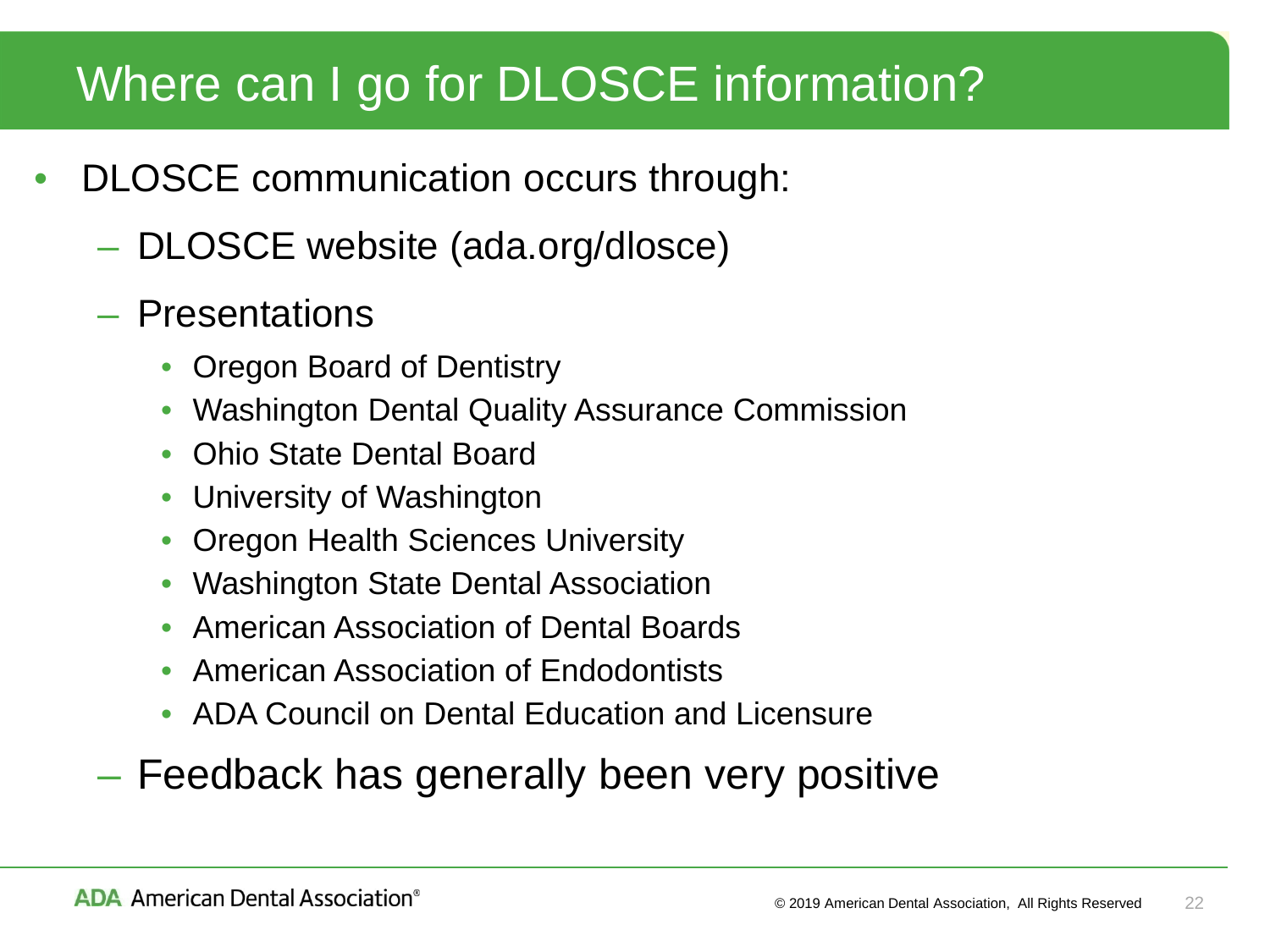# Where can I go for DLOSCE information?

- DLOSCE communication occurs through:
  - DLOSCE website (ada.org/dlosce)
  - Presentations
    - Oregon Board of Dentistry
    - Washington Dental Quality Assurance Commission
    - Ohio State Dental Board
    - University of Washington
    - Oregon Health Sciences University
    - Washington State Dental Association
    - American Association of Dental Boards
    - American Association of Endodontists
    - ADA Council on Dental Education and Licensure
  - Feedback has generally been very positive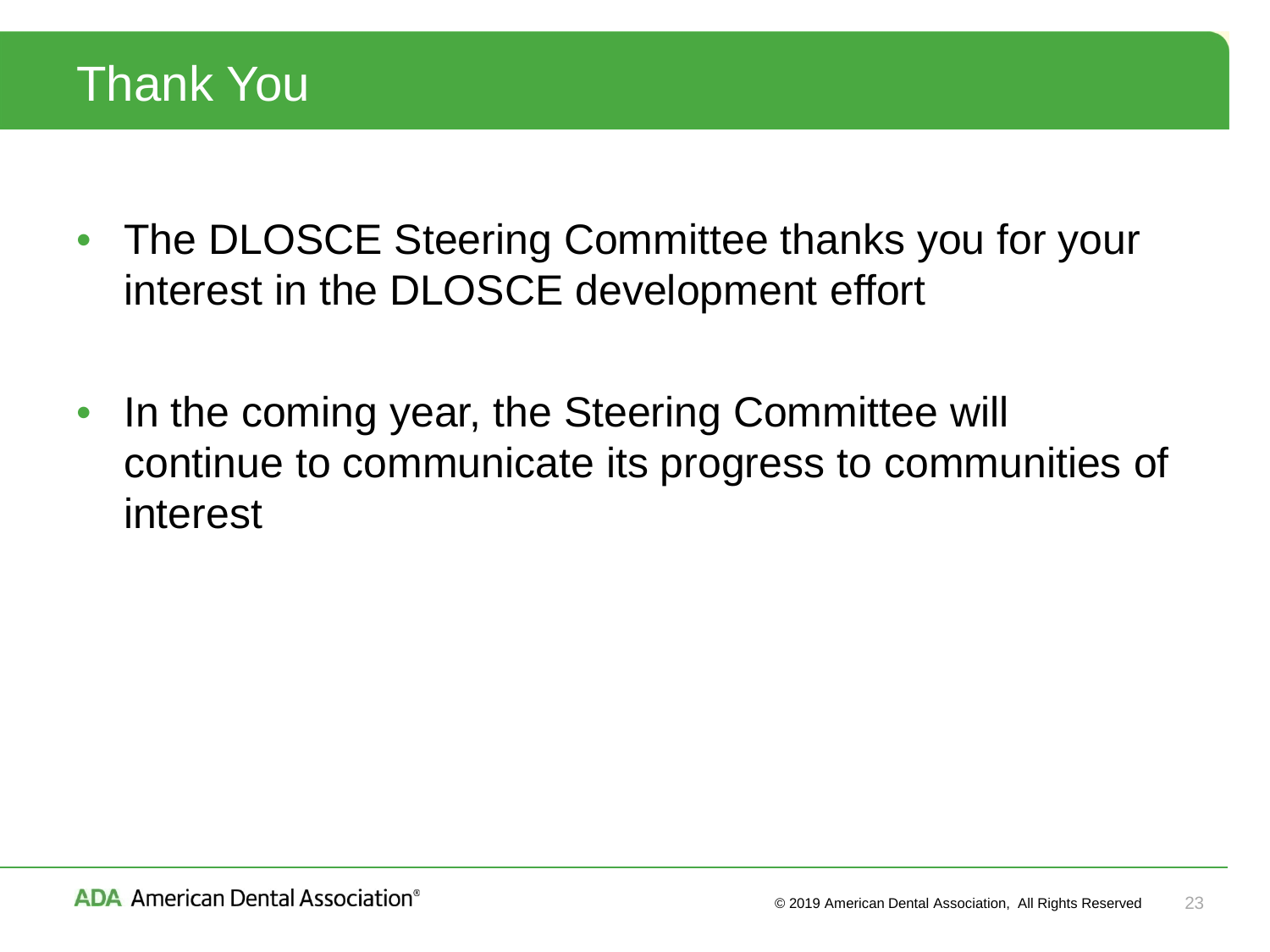# Thank You

- The DLOSCE Steering Committee thanks you for your interest in the DLOSCE development effort

- In the coming year, the Steering Committee will continue to communicate its progress to communities of interest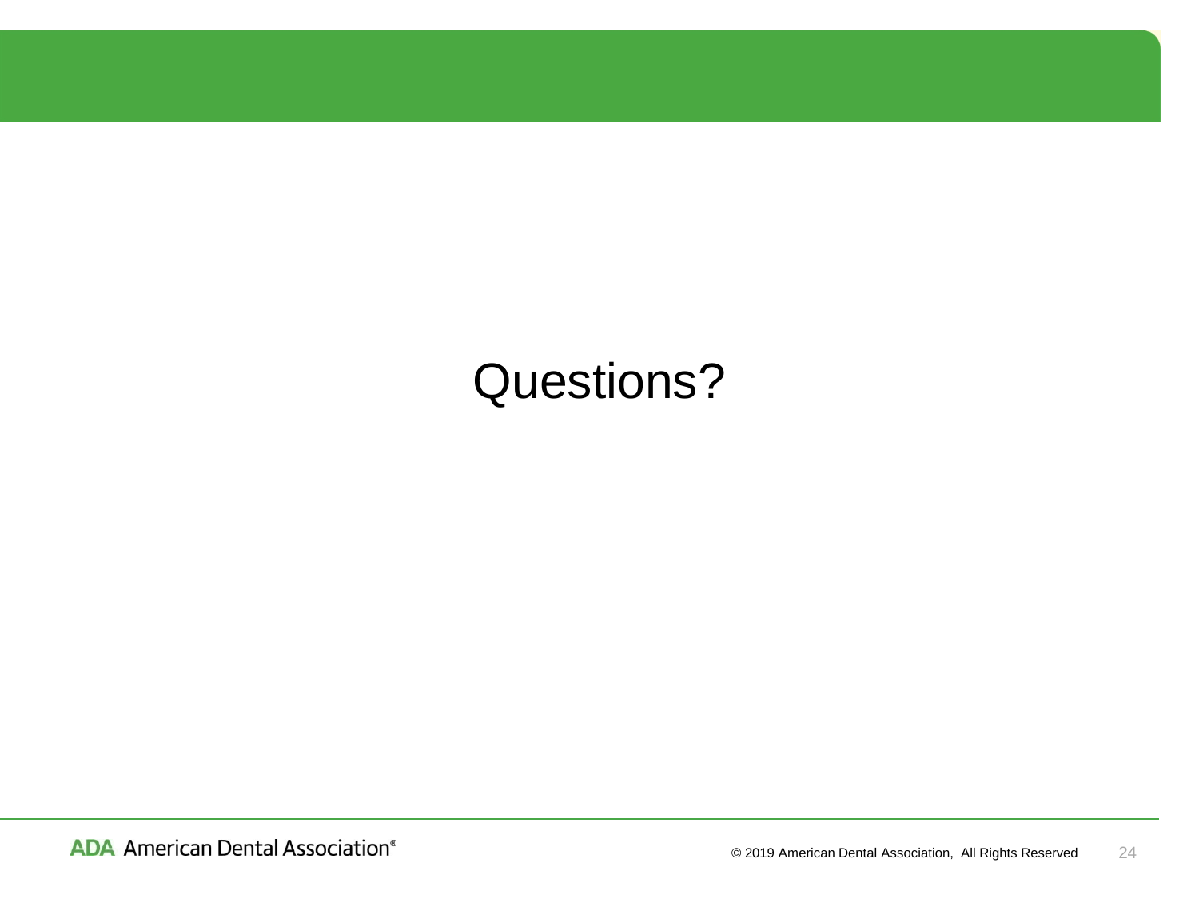Questions?